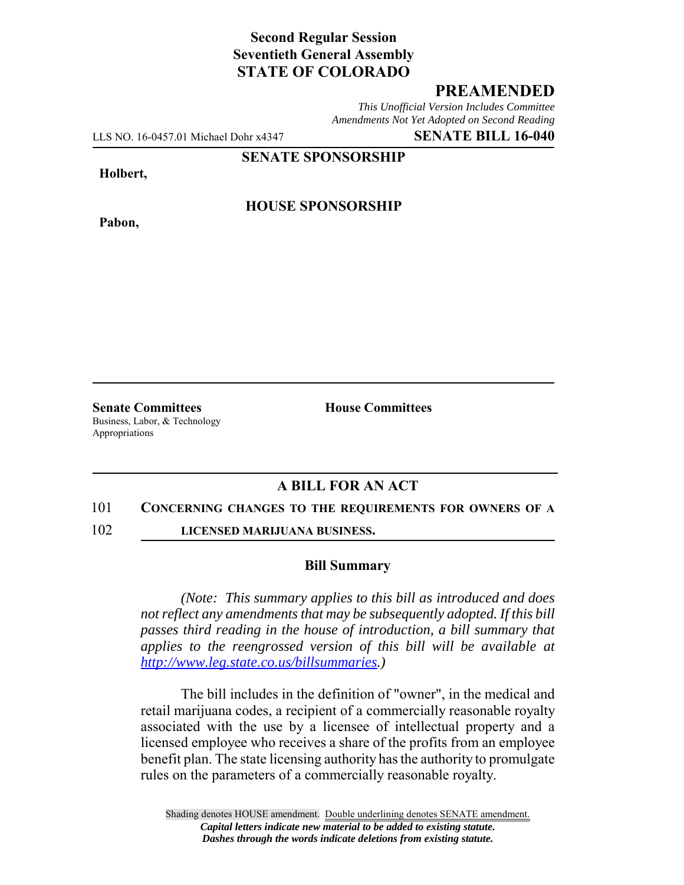**Second Regular Session**
**Seventieth General Assembly**
**STATE OF COLORADO**

## PREAMENDED

*This Unofficial Version Includes Committee Amendments Not Yet Adopted on Second Reading*

LLS NO. 16-0457.01 Michael Dohr x4347 **SENATE BILL 16-040**

**SENATE SPONSORSHIP**

**Holbert,**

**HOUSE SPONSORSHIP**

**Pabon,**

**Senate Committees**
Business, Labor, & Technology
Appropriations

**House Committees**

### A BILL FOR AN ACT

101 **CONCERNING CHANGES TO THE REQUIREMENTS FOR OWNERS OF A**
102 **LICENSED MARIJUANA BUSINESS.**

### Bill Summary

*(Note: This summary applies to this bill as introduced and does not reflect any amendments that may be subsequently adopted. If this bill passes third reading in the house of introduction, a bill summary that applies to the reengrossed version of this bill will be available at http://www.leg.state.co.us/billsummaries.)*

The bill includes in the definition of "owner", in the medical and retail marijuana codes, a recipient of a commercially reasonable royalty associated with the use by a licensee of intellectual property and a licensed employee who receives a share of the profits from an employee benefit plan. The state licensing authority has the authority to promulgate rules on the parameters of a commercially reasonable royalty.

Shading denotes HOUSE amendment. Double underlining denotes SENATE amendment.
*Capital letters indicate new material to be added to existing statute.*
*Dashes through the words indicate deletions from existing statute.*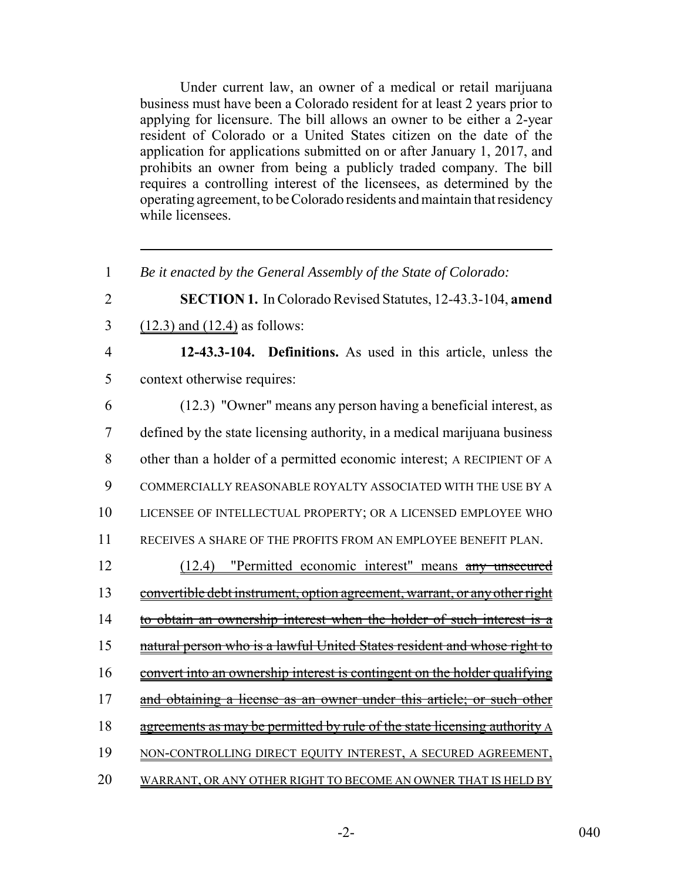Under current law, an owner of a medical or retail marijuana business must have been a Colorado resident for at least 2 years prior to applying for licensure. The bill allows an owner to be either a 2-year resident of Colorado or a United States citizen on the date of the application for applications submitted on or after January 1, 2017, and prohibits an owner from being a publicly traded company. The bill requires a controlling interest of the licensees, as determined by the operating agreement, to be Colorado residents and maintain that residency while licensees.

---

1 *Be it enacted by the General Assembly of the State of Colorado:*

2 **SECTION 1.** In Colorado Revised Statutes, 12-43.3-104, **amend**

3 (12.3) and (12.4) as follows:

4 **12-43.3-104. Definitions.** As used in this article, unless the

5 context otherwise requires:

6 (12.3) "Owner" means any person having a beneficial interest, as

7 defined by the state licensing authority, in a medical marijuana business

8 other than a holder of a permitted economic interest; A RECIPIENT OF A

9 COMMERCIALLY REASONABLE ROYALTY ASSOCIATED WITH THE USE BY A

10 LICENSEE OF INTELLECTUAL PROPERTY; OR A LICENSED EMPLOYEE WHO

11 RECEIVES A SHARE OF THE PROFITS FROM AN EMPLOYEE BENEFIT PLAN.

12 (12.4) "Permitted economic interest" means ~~any unsecured~~

13 ~~convertible debt instrument, option agreement, warrant, or any other right~~

14 ~~to obtain an ownership interest when the holder of such interest is a~~

15 ~~natural person who is a lawful United States resident and whose right to~~

16 ~~convert into an ownership interest is contingent on the holder qualifying~~

17 ~~and obtaining a license as an owner under this article; or such other~~

18 ~~agreements as may be permitted by rule of the state licensing authority~~ A

19 NON-CONTROLLING DIRECT EQUITY INTEREST, A SECURED AGREEMENT,

20 WARRANT, OR ANY OTHER RIGHT TO BECOME AN OWNER THAT IS HELD BY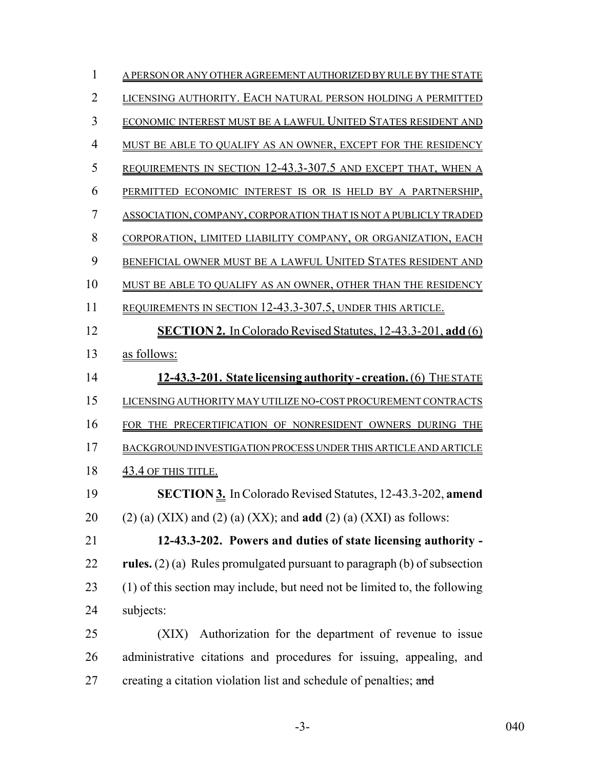A PERSON OR ANY OTHER AGREEMENT AUTHORIZED BY RULE BY THE STATE LICENSING AUTHORITY. EACH NATURAL PERSON HOLDING A PERMITTED ECONOMIC INTEREST MUST BE A LAWFUL UNITED STATES RESIDENT AND MUST BE ABLE TO QUALIFY AS AN OWNER, EXCEPT FOR THE RESIDENCY REQUIREMENTS IN SECTION 12-43.3-307.5 AND EXCEPT THAT, WHEN A PERMITTED ECONOMIC INTEREST IS OR IS HELD BY A PARTNERSHIP, ASSOCIATION, COMPANY, CORPORATION THAT IS NOT A PUBLICLY TRADED CORPORATION, LIMITED LIABILITY COMPANY, OR ORGANIZATION, EACH BENEFICIAL OWNER MUST BE A LAWFUL UNITED STATES RESIDENT AND MUST BE ABLE TO QUALIFY AS AN OWNER, OTHER THAN THE RESIDENCY REQUIREMENTS IN SECTION 12-43.3-307.5, UNDER THIS ARTICLE.

**SECTION 2.** In Colorado Revised Statutes, 12-43.3-201, **add** (6) as follows:

**12-43.3-201. State licensing authority - creation.** (6) THE STATE LICENSING AUTHORITY MAY UTILIZE NO-COST PROCUREMENT CONTRACTS FOR THE PRECERTIFICATION OF NONRESIDENT OWNERS DURING THE BACKGROUND INVESTIGATION PROCESS UNDER THIS ARTICLE AND ARTICLE 43.4 OF THIS TITLE.

**SECTION 3.** In Colorado Revised Statutes, 12-43.3-202, **amend** (2) (a) (XIX) and (2) (a) (XX); and **add** (2) (a) (XXI) as follows:

**12-43.3-202. Powers and duties of state licensing authority - rules.** (2) (a) Rules promulgated pursuant to paragraph (b) of subsection (1) of this section may include, but need not be limited to, the following subjects:

(XIX) Authorization for the department of revenue to issue administrative citations and procedures for issuing, appealing, and creating a citation violation list and schedule of penalties; ~~and~~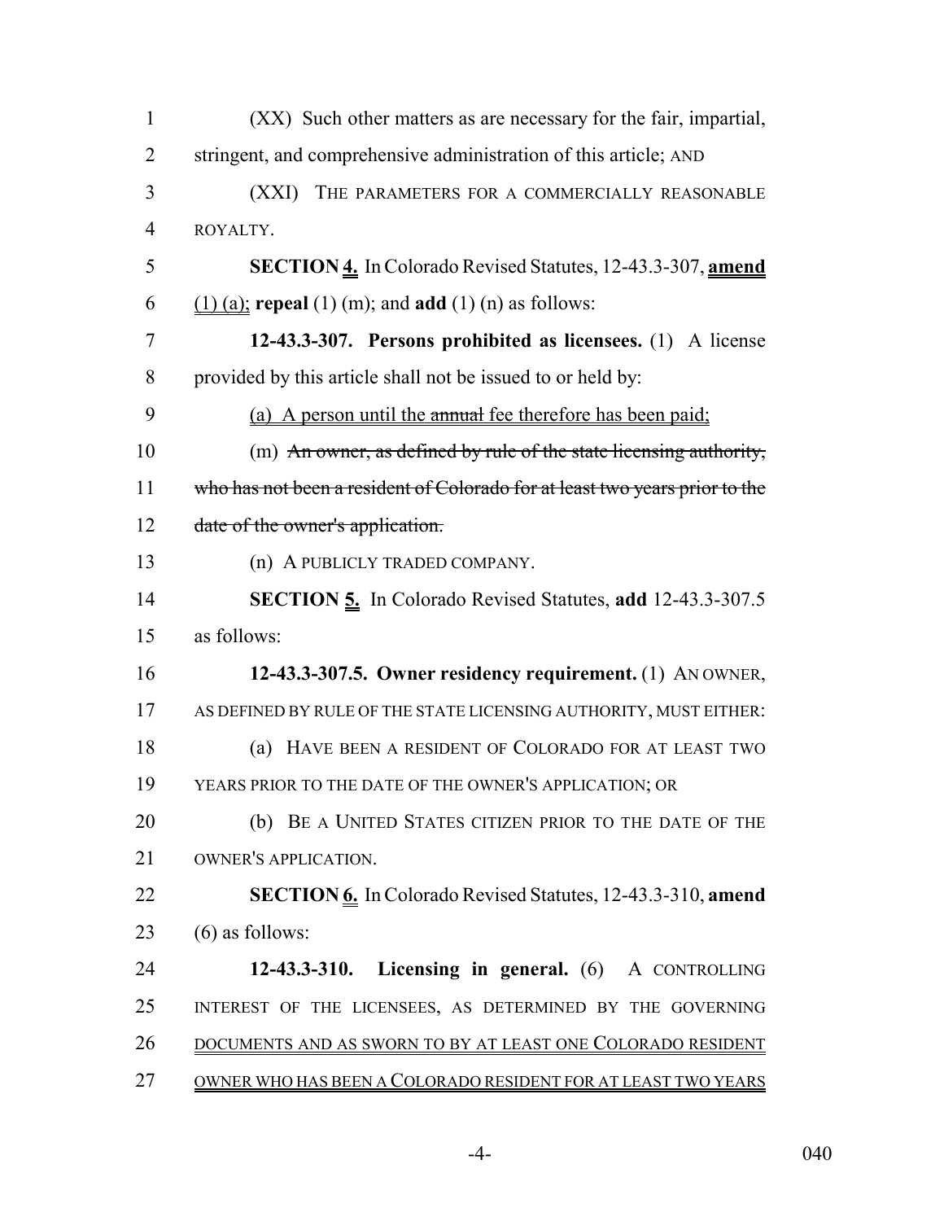(XX) Such other matters as are necessary for the fair, impartial, stringent, and comprehensive administration of this article; AND

(XXI) THE PARAMETERS FOR A COMMERCIALLY REASONABLE ROYALTY.

**SECTION 4.** In Colorado Revised Statutes, 12-43.3-307, **amend** (1) (a); **repeal** (1) (m); and **add** (1) (n) as follows:

**12-43.3-307. Persons prohibited as licensees.** (1) A license provided by this article shall not be issued to or held by:

(a) A person until the ~~annual~~ fee therefore has been paid;

(m) ~~An owner, as defined by rule of the state licensing authority, who has not been a resident of Colorado for at least two years prior to the date of the owner's application.~~

(n) A PUBLICLY TRADED COMPANY.

**SECTION 5.** In Colorado Revised Statutes, **add** 12-43.3-307.5 as follows:

**12-43.3-307.5. Owner residency requirement.** (1) AN OWNER, AS DEFINED BY RULE OF THE STATE LICENSING AUTHORITY, MUST EITHER:

(a) HAVE BEEN A RESIDENT OF COLORADO FOR AT LEAST TWO YEARS PRIOR TO THE DATE OF THE OWNER'S APPLICATION; OR

(b) BE A UNITED STATES CITIZEN PRIOR TO THE DATE OF THE OWNER'S APPLICATION.

**SECTION 6.** In Colorado Revised Statutes, 12-43.3-310, **amend** (6) as follows:

**12-43.3-310. Licensing in general.** (6) A CONTROLLING INTEREST OF THE LICENSEES, AS DETERMINED BY THE GOVERNING DOCUMENTS AND AS SWORN TO BY AT LEAST ONE COLORADO RESIDENT OWNER WHO HAS BEEN A COLORADO RESIDENT FOR AT LEAST TWO YEARS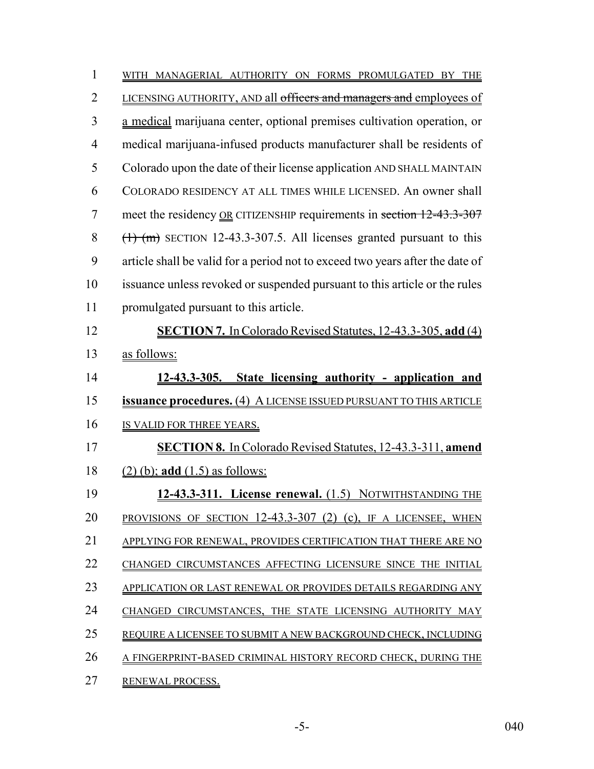WITH MANAGERIAL AUTHORITY ON FORMS PROMULGATED BY THE LICENSING AUTHORITY, AND all ~~officers and managers and~~ employees of a medical marijuana center, optional premises cultivation operation, or medical marijuana-infused products manufacturer shall be residents of Colorado upon the date of their license application AND SHALL MAINTAIN COLORADO RESIDENCY AT ALL TIMES WHILE LICENSED. An owner shall meet the residency OR CITIZENSHIP requirements in ~~section 12-43.3-307 (1) (m)~~ SECTION 12-43.3-307.5. All licenses granted pursuant to this article shall be valid for a period not to exceed two years after the date of issuance unless revoked or suspended pursuant to this article or the rules promulgated pursuant to this article.

**SECTION 7.** In Colorado Revised Statutes, 12-43.3-305, **add** (4) as follows:

**12-43.3-305. State licensing authority - application and issuance procedures.** (4) A LICENSE ISSUED PURSUANT TO THIS ARTICLE IS VALID FOR THREE YEARS.

**SECTION 8.** In Colorado Revised Statutes, 12-43.3-311, **amend** (2) (b); **add** (1.5) as follows:

**12-43.3-311. License renewal.** (1.5) NOTWITHSTANDING THE PROVISIONS OF SECTION 12-43.3-307 (2) (c), IF A LICENSEE, WHEN APPLYING FOR RENEWAL, PROVIDES CERTIFICATION THAT THERE ARE NO CHANGED CIRCUMSTANCES AFFECTING LICENSURE SINCE THE INITIAL APPLICATION OR LAST RENEWAL OR PROVIDES DETAILS REGARDING ANY CHANGED CIRCUMSTANCES, THE STATE LICENSING AUTHORITY MAY REQUIRE A LICENSEE TO SUBMIT A NEW BACKGROUND CHECK, INCLUDING A FINGERPRINT-BASED CRIMINAL HISTORY RECORD CHECK, DURING THE RENEWAL PROCESS.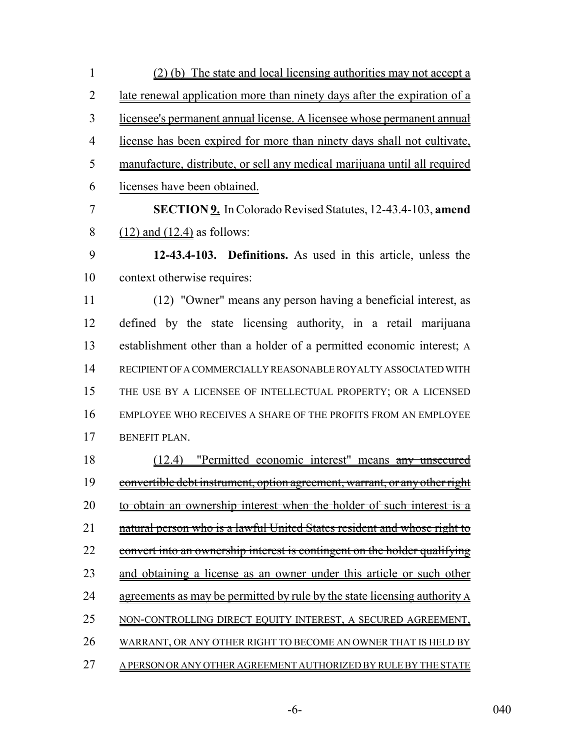(2) (b) The state and local licensing authorities may not accept a late renewal application more than ninety days after the expiration of a licensee's permanent ~~annual~~ license. A licensee whose permanent ~~annual~~ license has been expired for more than ninety days shall not cultivate, manufacture, distribute, or sell any medical marijuana until all required licenses have been obtained.

**SECTION 9.** In Colorado Revised Statutes, 12-43.4-103, **amend** (12) and (12.4) as follows:

**12-43.4-103. Definitions.** As used in this article, unless the context otherwise requires:

(12) "Owner" means any person having a beneficial interest, as defined by the state licensing authority, in a retail marijuana establishment other than a holder of a permitted economic interest; A RECIPIENT OF A COMMERCIALLY REASONABLE ROYALTY ASSOCIATED WITH THE USE BY A LICENSEE OF INTELLECTUAL PROPERTY; OR A LICENSED EMPLOYEE WHO RECEIVES A SHARE OF THE PROFITS FROM AN EMPLOYEE BENEFIT PLAN.

(12.4) "Permitted economic interest" means ~~any unsecured convertible debt instrument, option agreement, warrant, or any other right to obtain an ownership interest when the holder of such interest is a natural person who is a lawful United States resident and whose right to convert into an ownership interest is contingent on the holder qualifying and obtaining a license as an owner under this article or such other agreements as may be permitted by rule by the state licensing authority~~ A NON-CONTROLLING DIRECT EQUITY INTEREST, A SECURED AGREEMENT, WARRANT, OR ANY OTHER RIGHT TO BECOME AN OWNER THAT IS HELD BY A PERSON OR ANY OTHER AGREEMENT AUTHORIZED BY RULE BY THE STATE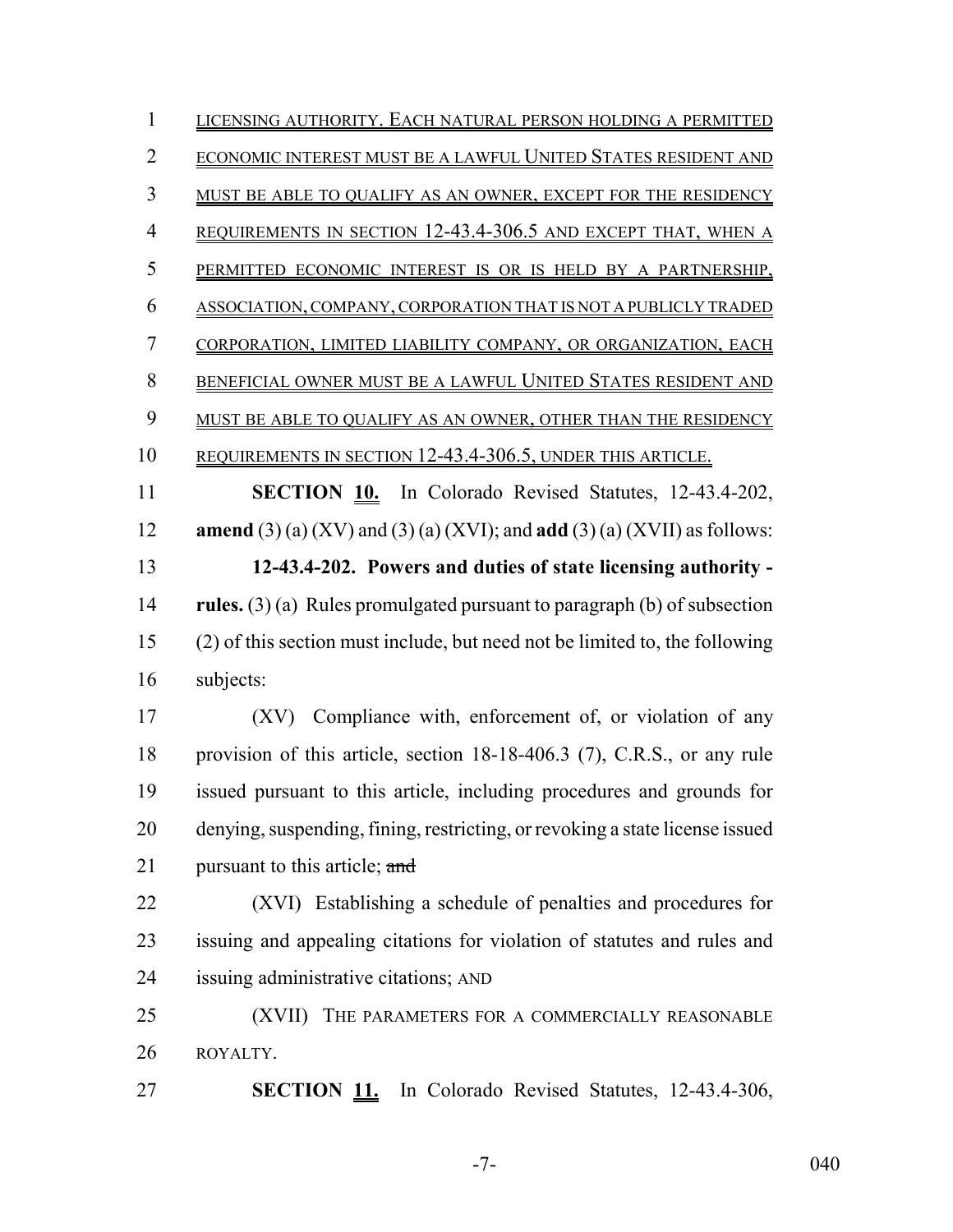LICENSING AUTHORITY. EACH NATURAL PERSON HOLDING A PERMITTED ECONOMIC INTEREST MUST BE A LAWFUL UNITED STATES RESIDENT AND MUST BE ABLE TO QUALIFY AS AN OWNER, EXCEPT FOR THE RESIDENCY REQUIREMENTS IN SECTION 12-43.4-306.5 AND EXCEPT THAT, WHEN A PERMITTED ECONOMIC INTEREST IS OR IS HELD BY A PARTNERSHIP, ASSOCIATION, COMPANY, CORPORATION THAT IS NOT A PUBLICLY TRADED CORPORATION, LIMITED LIABILITY COMPANY, OR ORGANIZATION, EACH BENEFICIAL OWNER MUST BE A LAWFUL UNITED STATES RESIDENT AND MUST BE ABLE TO QUALIFY AS AN OWNER, OTHER THAN THE RESIDENCY REQUIREMENTS IN SECTION 12-43.4-306.5, UNDER THIS ARTICLE.

**SECTION 10.** In Colorado Revised Statutes, 12-43.4-202, **amend** (3) (a) (XV) and (3) (a) (XVI); and **add** (3) (a) (XVII) as follows:

**12-43.4-202. Powers and duties of state licensing authority - rules.** (3) (a) Rules promulgated pursuant to paragraph (b) of subsection (2) of this section must include, but need not be limited to, the following subjects:

(XV) Compliance with, enforcement of, or violation of any provision of this article, section 18-18-406.3 (7), C.R.S., or any rule issued pursuant to this article, including procedures and grounds for denying, suspending, fining, restricting, or revoking a state license issued pursuant to this article; ~~and~~

(XVI) Establishing a schedule of penalties and procedures for issuing and appealing citations for violation of statutes and rules and issuing administrative citations; AND

(XVII) THE PARAMETERS FOR A COMMERCIALLY REASONABLE ROYALTY.

**SECTION 11.** In Colorado Revised Statutes, 12-43.4-306,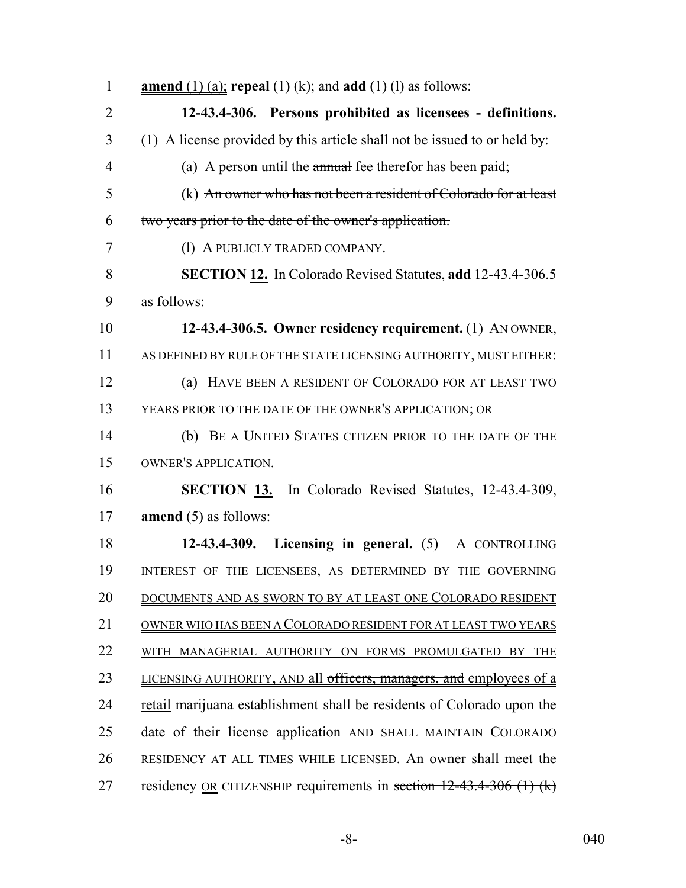**amend** (1) (a); **repeal** (1) (k); and **add** (1) (l) as follows:

**12-43.4-306. Persons prohibited as licensees - definitions.** (1) A license provided by this article shall not be issued to or held by:

(a) A person until the ~~annual~~ fee therefor has been paid;

(k) ~~An owner who has not been a resident of Colorado for at least two years prior to the date of the owner's application.~~

(l) A PUBLICLY TRADED COMPANY.

**SECTION 12.** In Colorado Revised Statutes, **add** 12-43.4-306.5 as follows:

**12-43.4-306.5. Owner residency requirement.** (1) AN OWNER, AS DEFINED BY RULE OF THE STATE LICENSING AUTHORITY, MUST EITHER:

(a) HAVE BEEN A RESIDENT OF COLORADO FOR AT LEAST TWO YEARS PRIOR TO THE DATE OF THE OWNER'S APPLICATION; OR

(b) BE A UNITED STATES CITIZEN PRIOR TO THE DATE OF THE OWNER'S APPLICATION.

**SECTION 13.** In Colorado Revised Statutes, 12-43.4-309, **amend** (5) as follows:

**12-43.4-309. Licensing in general.** (5) A CONTROLLING INTEREST OF THE LICENSEES, AS DETERMINED BY THE GOVERNING DOCUMENTS AND AS SWORN TO BY AT LEAST ONE COLORADO RESIDENT OWNER WHO HAS BEEN A COLORADO RESIDENT FOR AT LEAST TWO YEARS WITH MANAGERIAL AUTHORITY ON FORMS PROMULGATED BY THE LICENSING AUTHORITY, AND all ~~officers, managers, and~~ employees of a retail marijuana establishment shall be residents of Colorado upon the date of their license application AND SHALL MAINTAIN COLORADO RESIDENCY AT ALL TIMES WHILE LICENSED. An owner shall meet the residency OR CITIZENSHIP requirements in ~~section 12-43.4-306 (1) (k)~~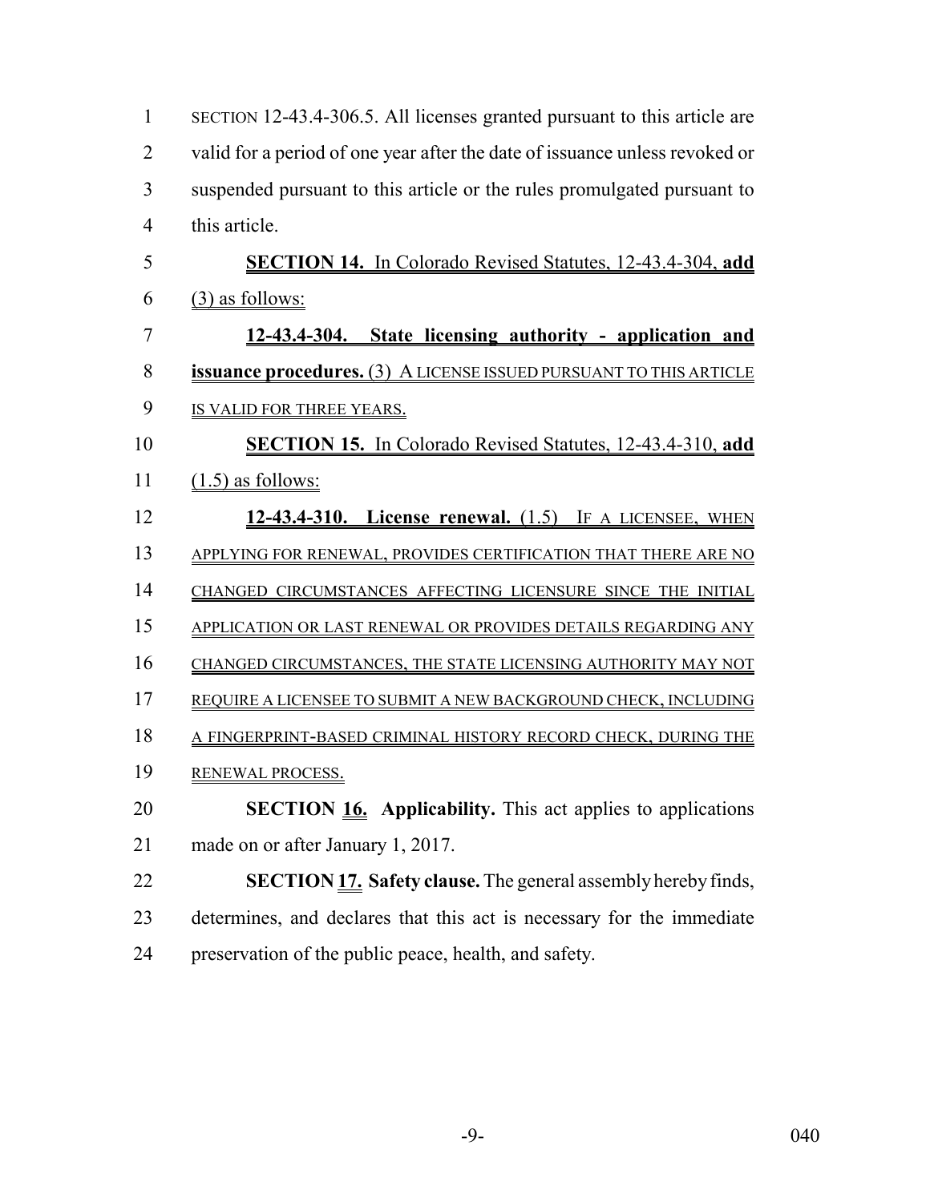SECTION 12-43.4-306.5. All licenses granted pursuant to this article are valid for a period of one year after the date of issuance unless revoked or suspended pursuant to this article or the rules promulgated pursuant to this article.

**SECTION 14.** In Colorado Revised Statutes, 12-43.4-304, **add** (3) as follows:

**12-43.4-304. State licensing authority - application and issuance procedures.** (3) A LICENSE ISSUED PURSUANT TO THIS ARTICLE IS VALID FOR THREE YEARS.

**SECTION 15.** In Colorado Revised Statutes, 12-43.4-310, **add** (1.5) as follows:

**12-43.4-310. License renewal.** (1.5) IF A LICENSEE, WHEN APPLYING FOR RENEWAL, PROVIDES CERTIFICATION THAT THERE ARE NO CHANGED CIRCUMSTANCES AFFECTING LICENSURE SINCE THE INITIAL APPLICATION OR LAST RENEWAL OR PROVIDES DETAILS REGARDING ANY CHANGED CIRCUMSTANCES, THE STATE LICENSING AUTHORITY MAY NOT REQUIRE A LICENSEE TO SUBMIT A NEW BACKGROUND CHECK, INCLUDING A FINGERPRINT-BASED CRIMINAL HISTORY RECORD CHECK, DURING THE RENEWAL PROCESS.

**SECTION 16. Applicability.** This act applies to applications made on or after January 1, 2017.

**SECTION 17. Safety clause.** The general assembly hereby finds, determines, and declares that this act is necessary for the immediate preservation of the public peace, health, and safety.